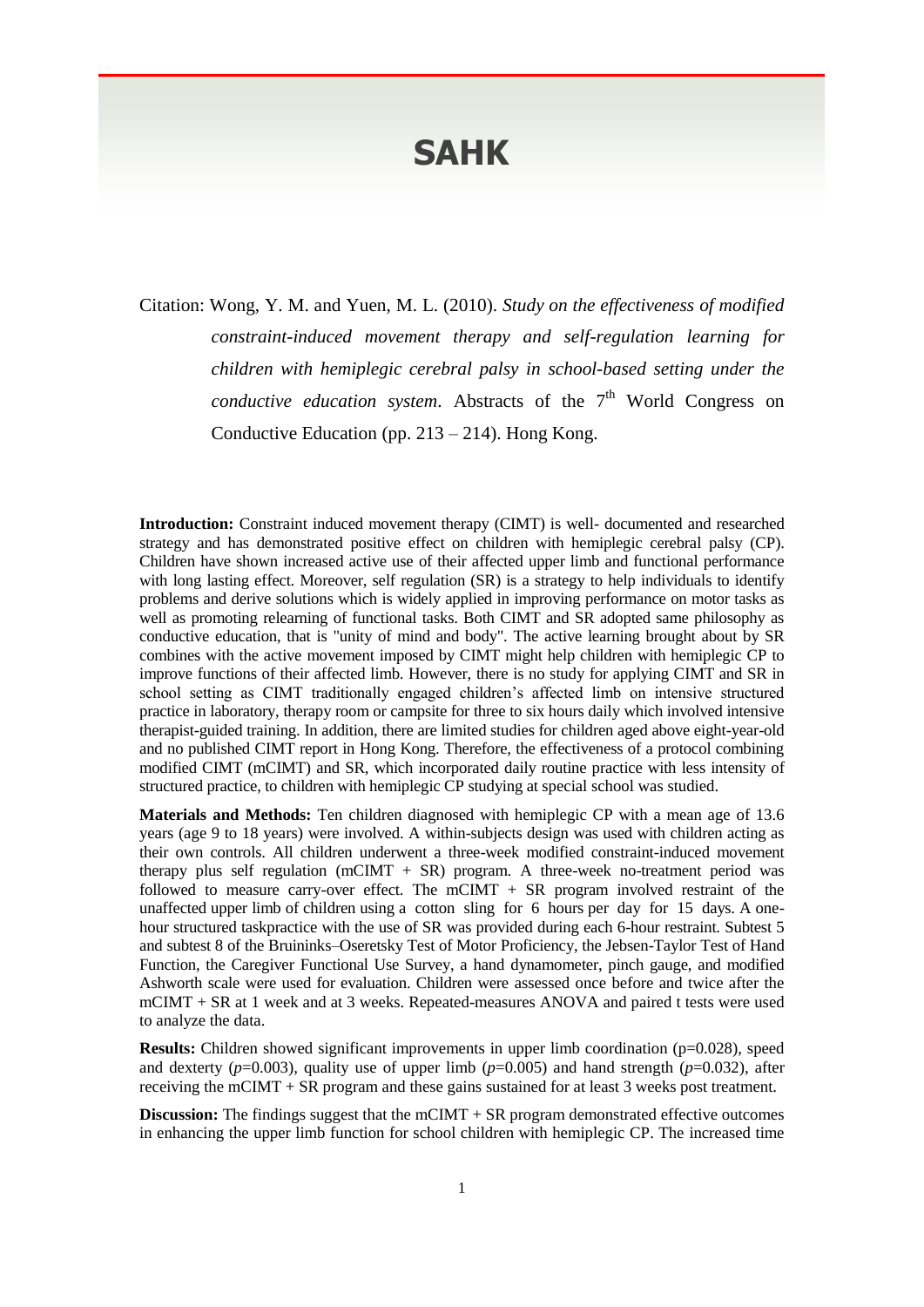# SAHK

Citation: Wong, Y. M. and Yuen, M. L. (2010). *Study on the effectiveness of modified constraint-induced movement therapy and self-regulation learning for children with hemiplegic cerebral palsy in school-based setting under the conductive education system*. Abstracts of the 7th World Congress on Conductive Education (pp. 213 – 214). Hong Kong.

**Introduction:** Constraint induced movement therapy (CIMT) is well- documented and researched strategy and has demonstrated positive effect on children with hemiplegic cerebral palsy (CP). Children have shown increased active use of their affected upper limb and functional performance with long lasting effect. Moreover, self regulation (SR) is a strategy to help individuals to identify problems and derive solutions which is widely applied in improving performance on motor tasks as well as promoting relearning of functional tasks. Both CIMT and SR adopted same philosophy as conductive education, that is "unity of mind and body". The active learning brought about by SR combines with the active movement imposed by CIMT might help children with hemiplegic CP to improve functions of their affected limb. However, there is no study for applying CIMT and SR in school setting as CIMT traditionally engaged children's affected limb on intensive structured practice in laboratory, therapy room or campsite for three to six hours daily which involved intensive therapist-guided training. In addition, there are limited studies for children aged above eight-year-old and no published CIMT report in Hong Kong. Therefore, the effectiveness of a protocol combining modified CIMT (mCIMT) and SR, which incorporated daily routine practice with less intensity of structured practice, to children with hemiplegic CP studying at special school was studied.

**Materials and Methods:** Ten children diagnosed with hemiplegic CP with a mean age of 13.6 years (age 9 to 18 years) were involved. A within-subjects design was used with children acting as their own controls. All children underwent a three-week modified constraint-induced movement therapy plus self regulation (mCIMT + SR) program. A three-week no-treatment period was followed to measure carry-over effect. The mCIMT + SR program involved restraint of the unaffected upper limb of children using a cotton sling for 6 hours per day for 15 days. A one-hour structured taskpractice with the use of SR was provided during each 6-hour restraint. Subtest 5 and subtest 8 of the Bruininks–Oseretsky Test of Motor Proficiency, the Jebsen-Taylor Test of Hand Function, the Caregiver Functional Use Survey, a hand dynamometer, pinch gauge, and modified Ashworth scale were used for evaluation. Children were assessed once before and twice after the mCIMT + SR at 1 week and at 3 weeks. Repeated-measures ANOVA and paired t tests were used to analyze the data.

**Results:** Children showed significant improvements in upper limb coordination ($p$=0.028), speed and dexterty ($p$=0.003), quality use of upper limb ($p$=0.005) and hand strength ($p$=0.032), after receiving the mCIMT + SR program and these gains sustained for at least 3 weeks post treatment.

**Discussion:** The findings suggest that the mCIMT + SR program demonstrated effective outcomes in enhancing the upper limb function for school children with hemiplegic CP. The increased time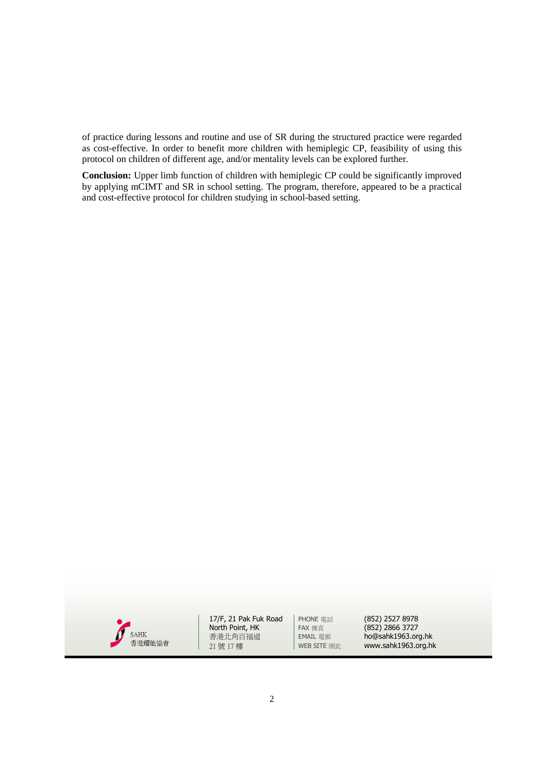of practice during lessons and routine and use of SR during the structured practice were regarded as cost-effective. In order to benefit more children with hemiplegic CP, feasibility of using this protocol on children of different age, and/or mentality levels can be explored further.

**Conclusion:** Upper limb function of children with hemiplegic CP could be significantly improved by applying mCIMT and SR in school setting. The program, therefore, appeared to be a practical and cost-effective protocol for children studying in school-based setting.